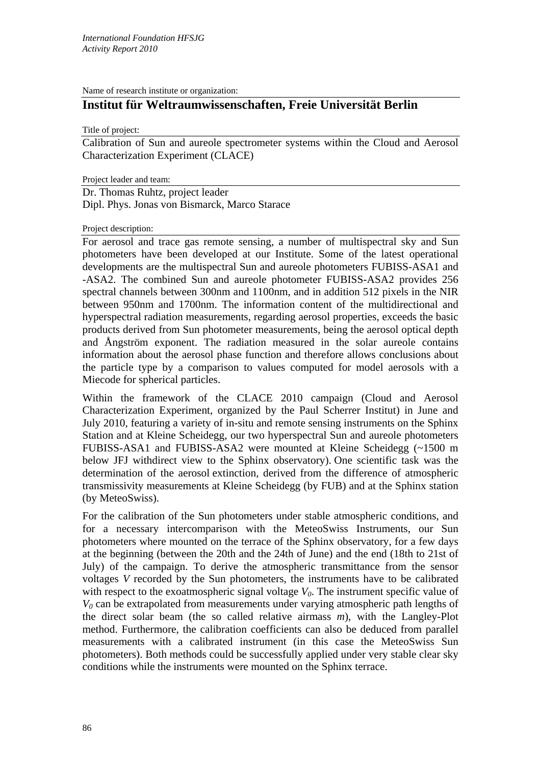*International Foundation HFSJG*
*Activity Report 2010*

Name of research institute or organization:

## Institut für Weltraumwissenschaften, Freie Universität Berlin

Title of project:

Calibration of Sun and aureole spectrometer systems within the Cloud and Aerosol Characterization Experiment (CLACE)

Project leader and team:

Dr. Thomas Ruhtz, project leader
Dipl. Phys. Jonas von Bismarck, Marco Starace

Project description:

For aerosol and trace gas remote sensing, a number of multispectral sky and Sun photometers have been developed at our Institute. Some of the latest operational developments are the multispectral Sun and aureole photometers FUBISS-ASA1 and -ASA2. The combined Sun and aureole photometer FUBISS-ASA2 provides 256 spectral channels between 300nm and 1100nm, and in addition 512 pixels in the NIR between 950nm and 1700nm. The information content of the multidirectional and hyperspectral radiation measurements, regarding aerosol properties, exceeds the basic products derived from Sun photometer measurements, being the aerosol optical depth and Ångström exponent. The radiation measured in the solar aureole contains information about the aerosol phase function and therefore allows conclusions about the particle type by a comparison to values computed for model aerosols with a Miecode for spherical particles.

Within the framework of the CLACE 2010 campaign (Cloud and Aerosol Characterization Experiment, organized by the Paul Scherrer Institut) in June and July 2010, featuring a variety of in-situ and remote sensing instruments on the Sphinx Station and at Kleine Scheidegg, our two hyperspectral Sun and aureole photometers FUBISS-ASA1 and FUBISS-ASA2 were mounted at Kleine Scheidegg (~1500 m below JFJ withdirect view to the Sphinx observatory). One scientific task was the determination of the aerosol extinction, derived from the difference of atmospheric transmissivity measurements at Kleine Scheidegg (by FUB) and at the Sphinx station (by MeteoSwiss).

For the calibration of the Sun photometers under stable atmospheric conditions, and for a necessary intercomparison with the MeteoSwiss Instruments, our Sun photometers where mounted on the terrace of the Sphinx observatory, for a few days at the beginning (between the 20th and the 24th of June) and the end (18th to 21st of July) of the campaign. To derive the atmospheric transmittance from the sensor voltages $V$ recorded by the Sun photometers, the instruments have to be calibrated with respect to the exoatmospheric signal voltage $V_0$. The instrument specific value of $V_0$ can be extrapolated from measurements under varying atmospheric path lengths of the direct solar beam (the so called relative airmass $m$), with the Langley-Plot method. Furthermore, the calibration coefficients can also be deduced from parallel measurements with a calibrated instrument (in this case the MeteoSwiss Sun photometers). Both methods could be successfully applied under very stable clear sky conditions while the instruments were mounted on the Sphinx terrace.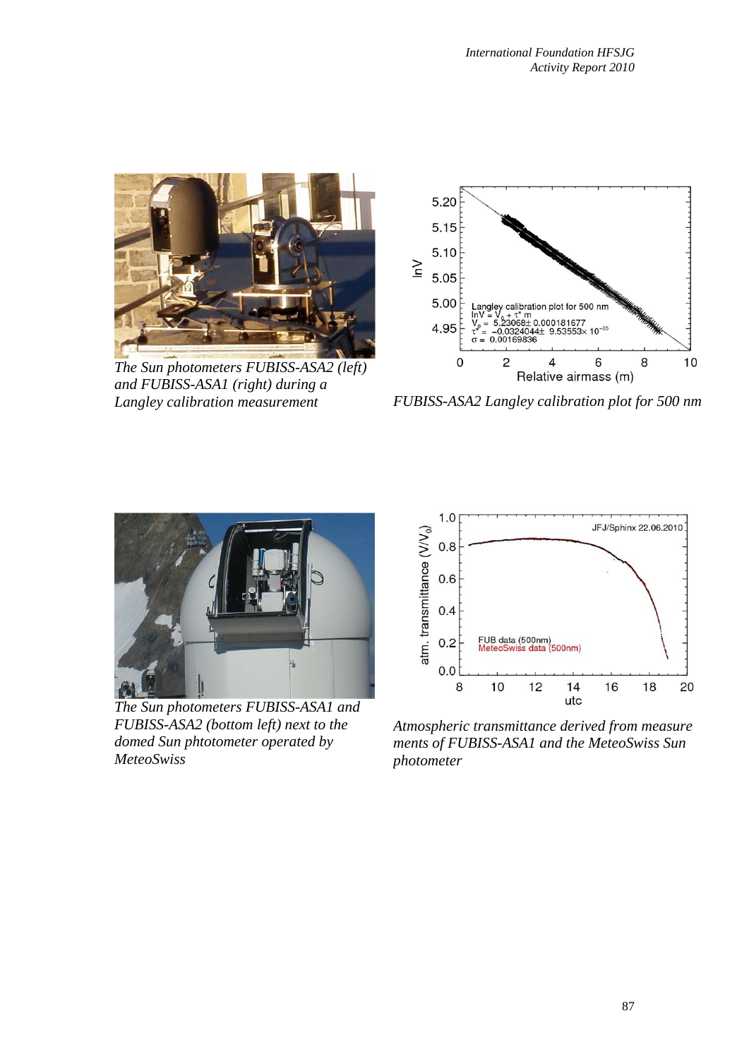The Sun photometers FUBISS-ASA2 (left) and FUBISS-ASA1 (right) during a Langley calibration measurement

FUBISS-ASA2 Langley calibration plot for 500 nm

The Sun photometers FUBISS-ASA1 and FUBISS-ASA2 (bottom left) next to the domed Sun phtotometer operated by MeteoSwiss

Atmospheric transmittance derived from measure ments of FUBISS-ASA1 and the MeteoSwiss Sun photometer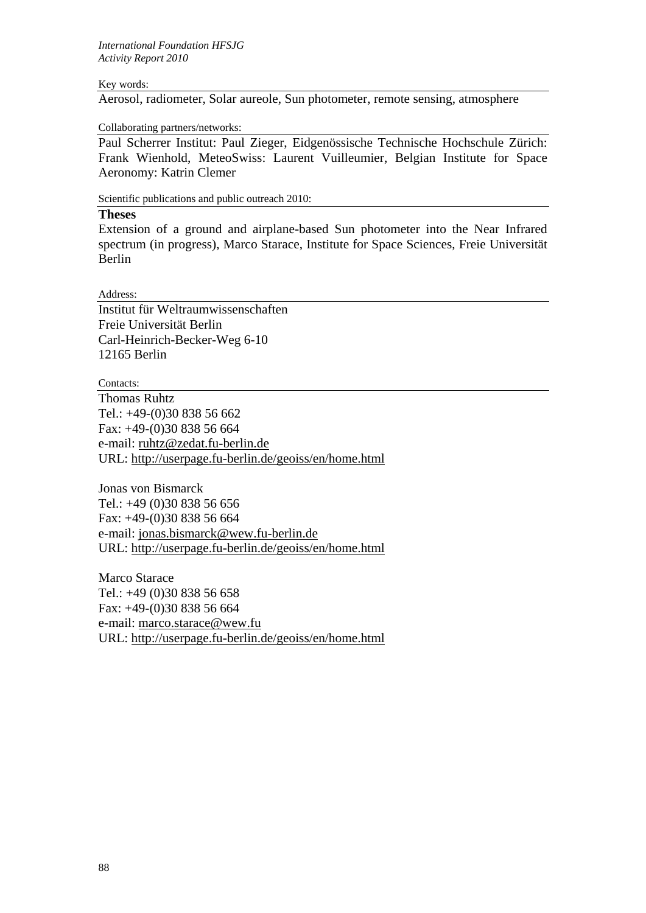Key words:

Aerosol, radiometer, Solar aureole, Sun photometer, remote sensing, atmosphere

Collaborating partners/networks:

Paul Scherrer Institut: Paul Zieger, Eidgenössische Technische Hochschule Zürich: Frank Wienhold, MeteoSwiss: Laurent Vuilleumier, Belgian Institute for Space Aeronomy: Katrin Clemer

Scientific publications and public outreach 2010:

**Theses**

Extension of a ground and airplane-based Sun photometer into the Near Infrared spectrum (in progress), Marco Starace, Institute for Space Sciences, Freie Universität Berlin

Address:

Institut für Weltraumwissenschaften
Freie Universität Berlin
Carl-Heinrich-Becker-Weg 6-10
12165 Berlin

Contacts:

Thomas Ruhtz
Tel.: +49-(0)30 838 56 662
Fax: +49-(0)30 838 56 664
e-mail: ruhtz@zedat.fu-berlin.de
URL: http://userpage.fu-berlin.de/geoiss/en/home.html

Jonas von Bismarck
Tel.: +49 (0)30 838 56 656
Fax: +49-(0)30 838 56 664
e-mail: jonas.bismarck@wew.fu-berlin.de
URL: http://userpage.fu-berlin.de/geoiss/en/home.html

Marco Starace
Tel.: +49 (0)30 838 56 658
Fax: +49-(0)30 838 56 664
e-mail: marco.starace@wew.fu
URL: http://userpage.fu-berlin.de/geoiss/en/home.html